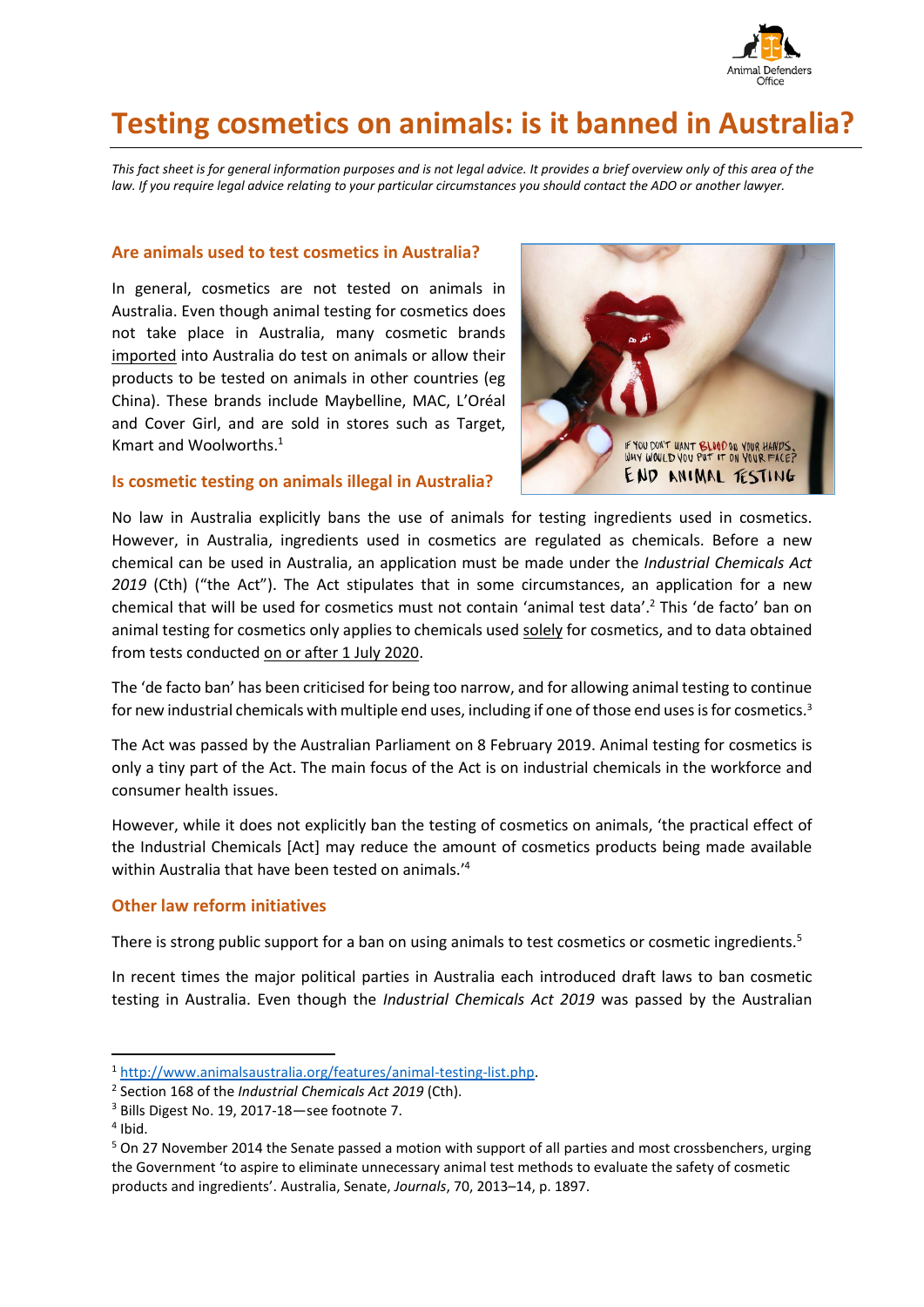# Testing cosmetics on animals: is it banned in Australia?

*This fact sheet is for general information purposes and is not legal advice. It provides a brief overview only of this area of the law. If you require legal advice relating to your particular circumstances you should contact the ADO or another lawyer.*

## Are animals used to test cosmetics in Australia?

In general, cosmetics are not tested on animals in Australia. Even though animal testing for cosmetics does not take place in Australia, many cosmetic brands imported into Australia do test on animals or allow their products to be tested on animals in other countries (eg China). These brands include Maybelline, MAC, L'Oréal and Cover Girl, and are sold in stores such as Target, Kmart and Woolworths.[1]

## Is cosmetic testing on animals illegal in Australia?

No law in Australia explicitly bans the use of animals for testing ingredients used in cosmetics. However, in Australia, ingredients used in cosmetics are regulated as chemicals. Before a new chemical can be used in Australia, an application must be made under the *Industrial Chemicals Act 2019* (Cth) ("the Act"). The Act stipulates that in some circumstances, an application for a new chemical that will be used for cosmetics must not contain 'animal test data'.[2] This 'de facto' ban on animal testing for cosmetics only applies to chemicals used solely for cosmetics, and to data obtained from tests conducted on or after 1 July 2020.

The 'de facto ban' has been criticised for being too narrow, and for allowing animal testing to continue for new industrial chemicals with multiple end uses, including if one of those end uses is for cosmetics.[3]

The Act was passed by the Australian Parliament on 8 February 2019. Animal testing for cosmetics is only a tiny part of the Act. The main focus of the Act is on industrial chemicals in the workforce and consumer health issues.

However, while it does not explicitly ban the testing of cosmetics on animals, 'the practical effect of the Industrial Chemicals [Act] may reduce the amount of cosmetics products being made available within Australia that have been tested on animals.'[4]

## Other law reform initiatives

There is strong public support for a ban on using animals to test cosmetics or cosmetic ingredients.[5]

In recent times the major political parties in Australia each introduced draft laws to ban cosmetic testing in Australia. Even though the *Industrial Chemicals Act 2019* was passed by the Australian

---

[1] http://www.animalsaustralia.org/features/animal-testing-list.php.

[2] Section 168 of the *Industrial Chemicals Act 2019* (Cth).

[3] Bills Digest No. 19, 2017-18—see footnote 7.

[4] Ibid.

[5] On 27 November 2014 the Senate passed a motion with support of all parties and most crossbenchers, urging the Government 'to aspire to eliminate unnecessary animal test methods to evaluate the safety of cosmetic products and ingredients'. Australia, Senate, *Journals*, 70, 2013–14, p. 1897.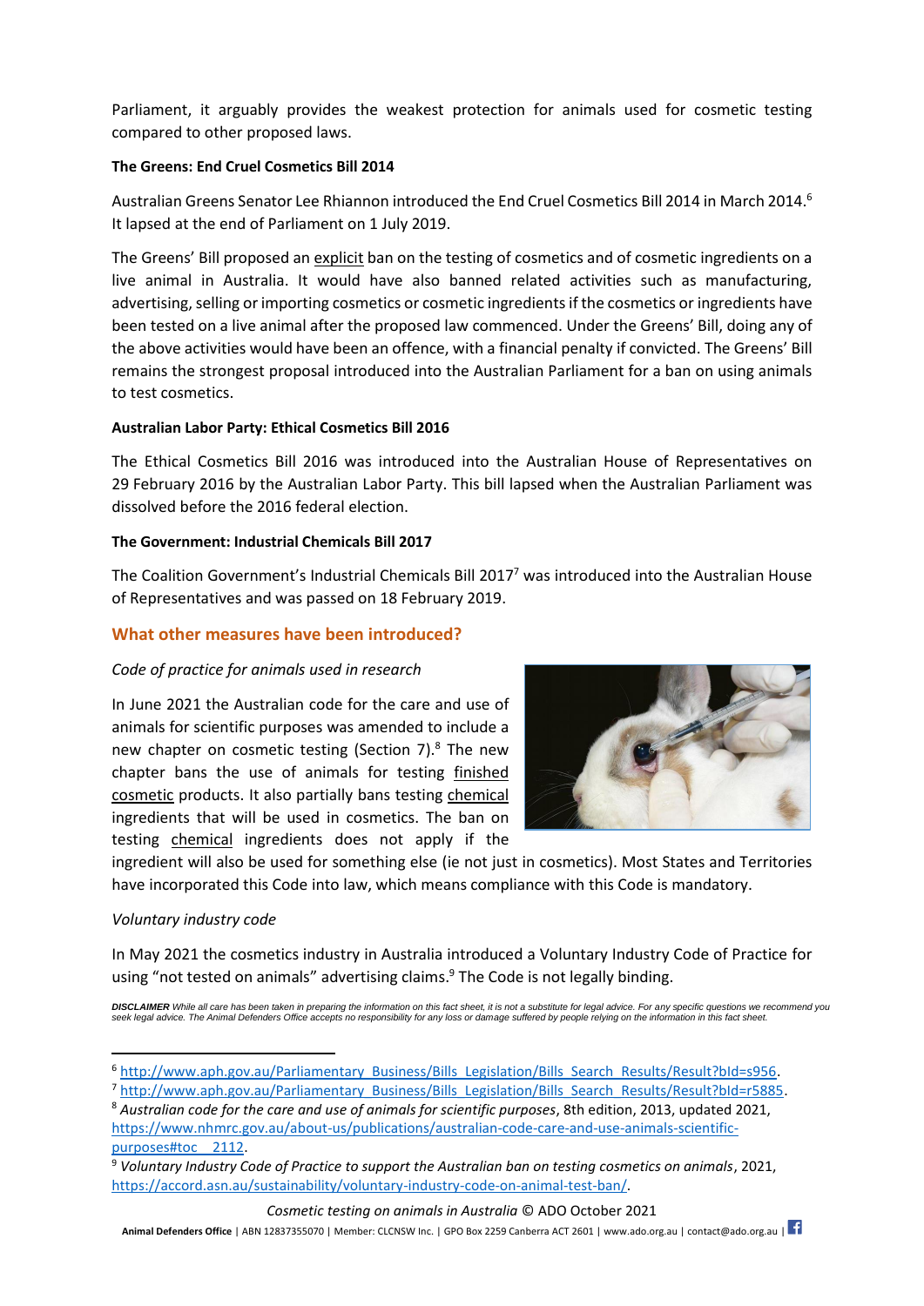Parliament, it arguably provides the weakest protection for animals used for cosmetic testing compared to other proposed laws.

**The Greens: End Cruel Cosmetics Bill 2014**

Australian Greens Senator Lee Rhiannon introduced the End Cruel Cosmetics Bill 2014 in March 2014.[6] It lapsed at the end of Parliament on 1 July 2019.

The Greens' Bill proposed an explicit ban on the testing of cosmetics and of cosmetic ingredients on a live animal in Australia. It would have also banned related activities such as manufacturing, advertising, selling or importing cosmetics or cosmetic ingredients if the cosmetics or ingredients have been tested on a live animal after the proposed law commenced. Under the Greens' Bill, doing any of the above activities would have been an offence, with a financial penalty if convicted. The Greens' Bill remains the strongest proposal introduced into the Australian Parliament for a ban on using animals to test cosmetics.

**Australian Labor Party: Ethical Cosmetics Bill 2016**

The Ethical Cosmetics Bill 2016 was introduced into the Australian House of Representatives on 29 February 2016 by the Australian Labor Party. This bill lapsed when the Australian Parliament was dissolved before the 2016 federal election.

**The Government: Industrial Chemicals Bill 2017**

The Coalition Government's Industrial Chemicals Bill 2017[7] was introduced into the Australian House of Representatives and was passed on 18 February 2019.

## What other measures have been introduced?

*Code of practice for animals used in research*

In June 2021 the Australian code for the care and use of animals for scientific purposes was amended to include a new chapter on cosmetic testing (Section 7).[8] The new chapter bans the use of animals for testing finished cosmetic products. It also partially bans testing chemical ingredients that will be used in cosmetics. The ban on testing chemical ingredients does not apply if the ingredient will also be used for something else (ie not just in cosmetics). Most States and Territories have incorporated this Code into law, which means compliance with this Code is mandatory.

*Voluntary industry code*

In May 2021 the cosmetics industry in Australia introduced a Voluntary Industry Code of Practice for using "not tested on animals" advertising claims.[9] The Code is not legally binding.

***DISCLAIMER*** *While all care has been taken in preparing the information on this fact sheet, it is not a substitute for legal advice. For any specific questions we recommend you seek legal advice. The Animal Defenders Office accepts no responsibility for any loss or damage suffered by people relying on the information in this fact sheet.*

---

[6] http://www.aph.gov.au/Parliamentary_Business/Bills_Legislation/Bills_Search_Results/Result?bId=s956.

[7] http://www.aph.gov.au/Parliamentary_Business/Bills_Legislation/Bills_Search_Results/Result?bId=r5885.

[8] *Australian code for the care and use of animals for scientific purposes*, 8th edition, 2013, updated 2021, https://www.nhmrc.gov.au/about-us/publications/australian-code-care-and-use-animals-scientific-purposes#toc__2112.

[9] *Voluntary Industry Code of Practice to support the Australian ban on testing cosmetics on animals*, 2021, https://accord.asn.au/sustainability/voluntary-industry-code-on-animal-test-ban/.